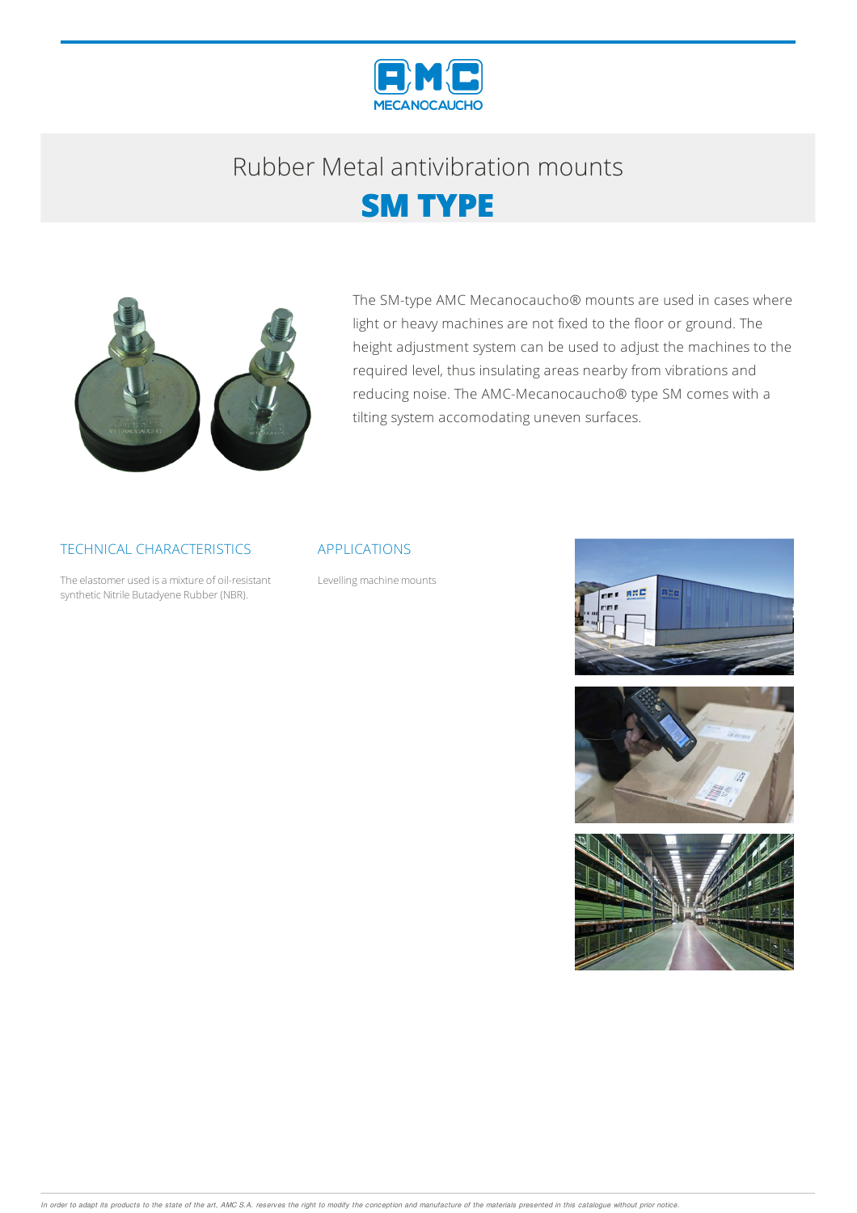# Rubber Metal antivibration mounts

## SM TYPE

The SM-type AMC Mecanocaucho® mounts are used in cases where light or heavy machines are not fixed to the floor or ground. The height adjustment system can be used to adjust the machines to the required level, thus insulating areas nearby from vibrations and reducing noise. The AMC-Mecanocaucho® type SM comes with a tilting system accomodating uneven surfaces.

### TECHNICAL CHARACTERISTICS

The elastomer used is a mixture of oil-resistant synthetic Nitrile Butadyene Rubber (NBR).

### APPLICATIONS

Levelling machine mounts

*In order to adapt its products to the state of the art, AMC S.A. reserves the right to modify the conception and manufacture of the materials presented in this catalogue without prior notice.*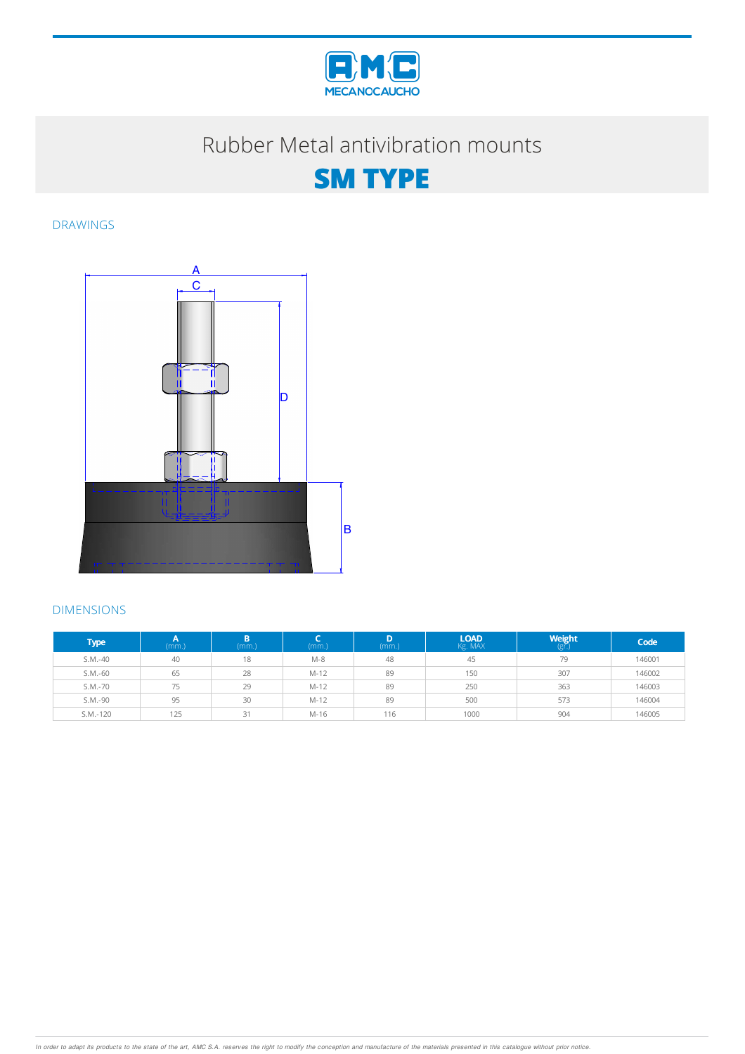# Rubber Metal antivibration mounts

## SM TYPE

### DRAWINGS

A
C
D
B

### DIMENSIONS

| Type | A (mm.) | B (mm.) | C (mm.) | D (mm.) | LOAD Kg. MAX | Weight (gr.) | Code |
|---|---|---|---|---|---|---|---|
| S.M.-40 | 40 | 18 | M-8 | 48 | 45 | 79 | 146001 |
| S.M.-60 | 65 | 28 | M-12 | 89 | 150 | 307 | 146002 |
| S.M.-70 | 75 | 29 | M-12 | 89 | 250 | 363 | 146003 |
| S.M.-90 | 95 | 30 | M-12 | 89 | 500 | 573 | 146004 |
| S.M.-120 | 125 | 31 | M-16 | 116 | 1000 | 904 | 146005 |

*In order to adapt its products to the state of the art, AMC S.A. reserves the right to modify the conception and manufacture of the materials presented in this catalogue without prior notice.*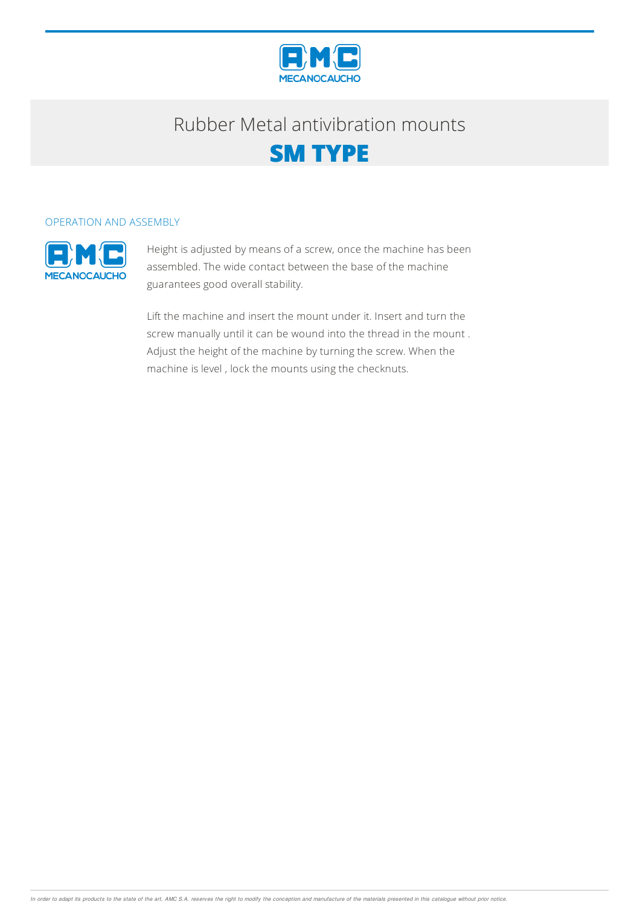# Rubber Metal antivibration mounts

# SM TYPE

## OPERATION AND ASSEMBLY

Height is adjusted by means of a screw, once the machine has been assembled. The wide contact between the base of the machine guarantees good overall stability.

Lift the machine and insert the mount under it. Insert and turn the screw manually until it can be wound into the thread in the mount . Adjust the height of the machine by turning the screw. When the machine is level , lock the mounts using the checknuts.